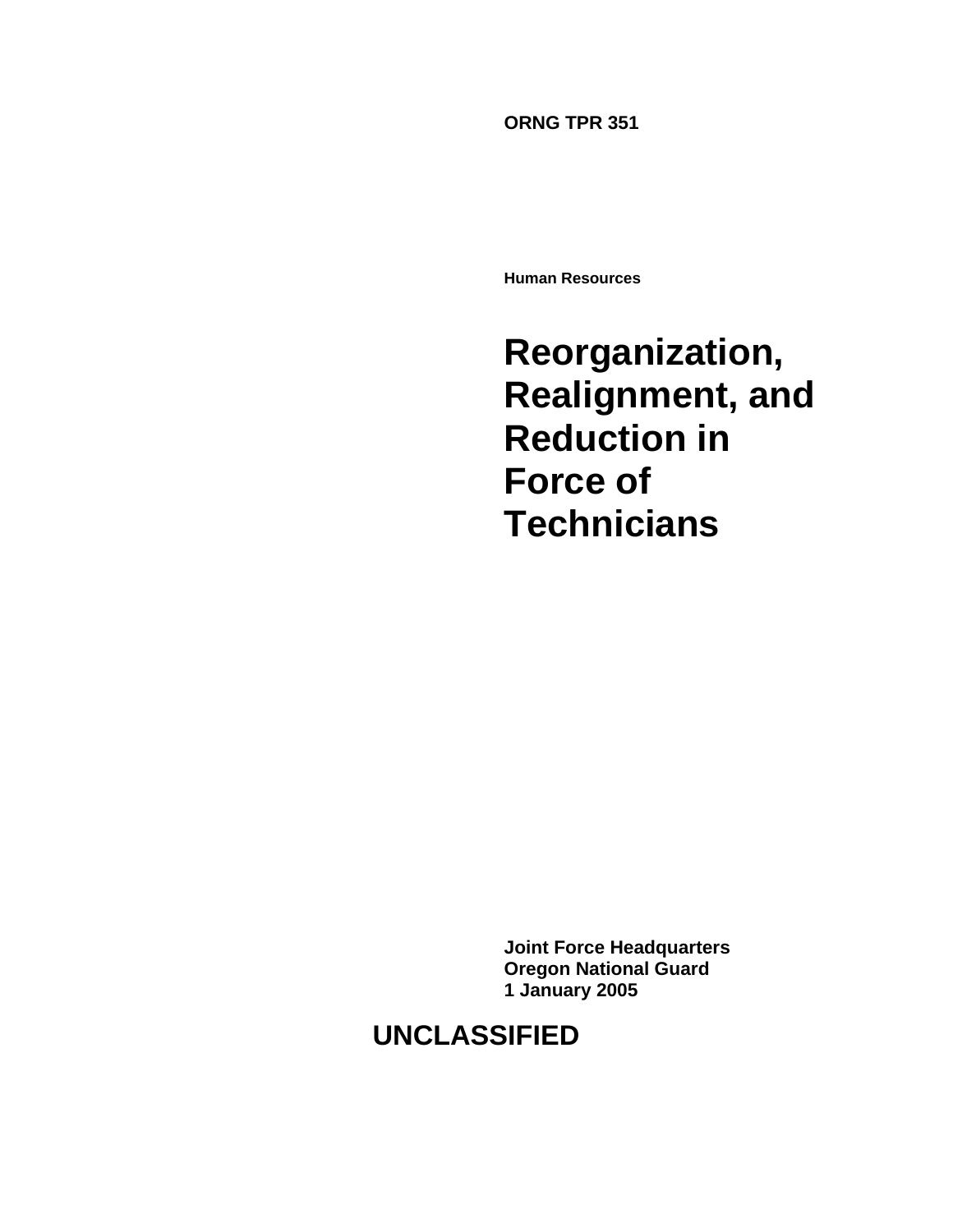**ORNG TPR 351**

**Human Resources**

# Reorganization, Realignment, and Reduction in Force of Technicians

**Joint Force Headquarters**
**Oregon National Guard**
**1 January 2005**

**UNCLASSIFIED**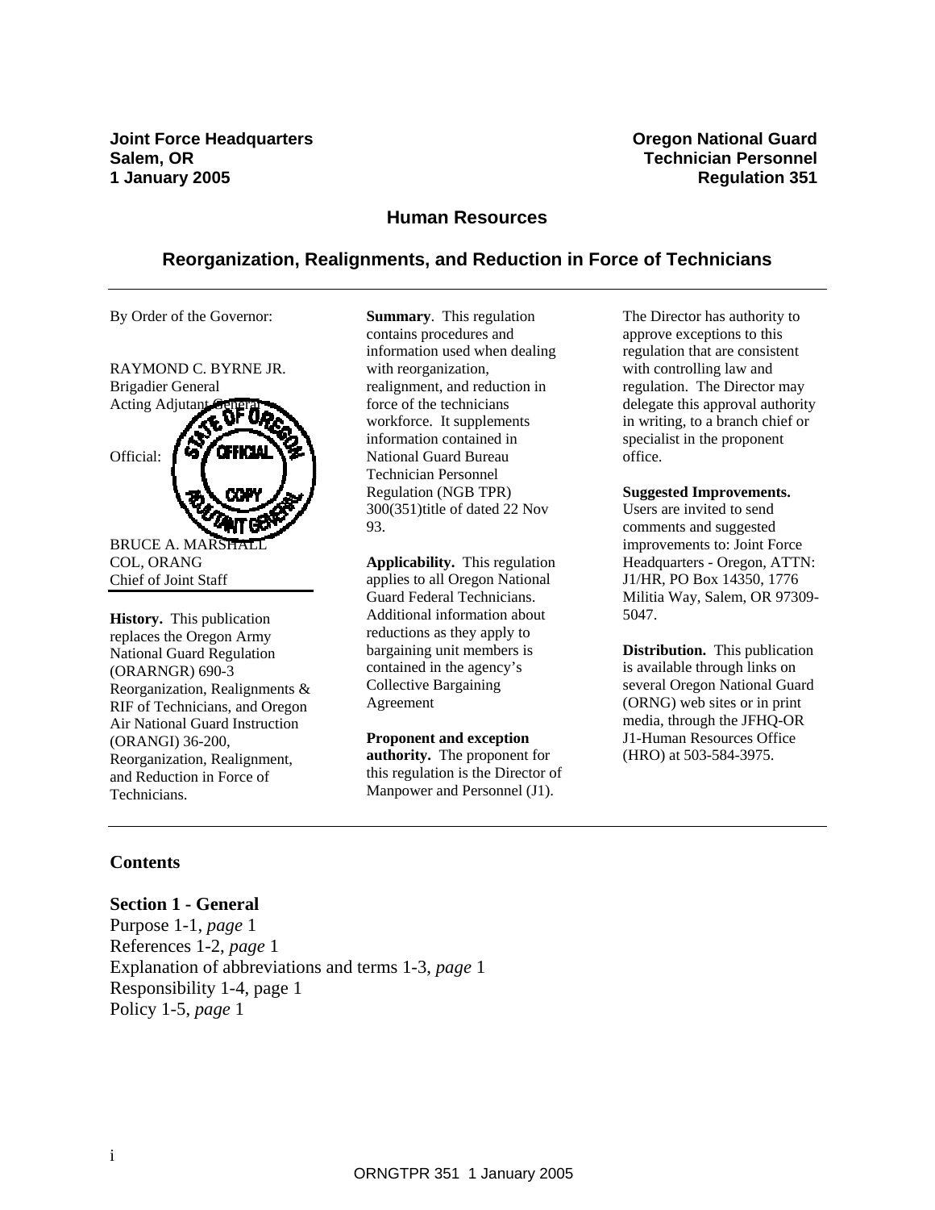**Joint Force Headquarters**
**Salem, OR**
**1 January 2005**

**Oregon National Guard**
**Technician Personnel**
**Regulation 351**

## Human Resources

## Reorganization, Realignments, and Reduction in Force of Technicians

---

By Order of the Governor:

RAYMOND C. BYRNE JR.
Brigadier General
Acting Adjutant General

Official:

BRUCE A. MARSHALL
COL, ORANG
Chief of Joint Staff

**History.** This publication replaces the Oregon Army National Guard Regulation (ORARNGR) 690-3 Reorganization, Realignments & RIF of Technicians, and Oregon Air National Guard Instruction (ORANGI) 36-200, Reorganization, Realignment, and Reduction in Force of Technicians.

**Summary**. This regulation contains procedures and information used when dealing with reorganization, realignment, and reduction in force of the technicians workforce. It supplements information contained in National Guard Bureau Technician Personnel Regulation (NGB TPR) 300(351)title of dated 22 Nov 93.

**Applicability.** This regulation applies to all Oregon National Guard Federal Technicians. Additional information about reductions as they apply to bargaining unit members is contained in the agency's Collective Bargaining Agreement

**Proponent and exception authority.** The proponent for this regulation is the Director of Manpower and Personnel (J1).

The Director has authority to approve exceptions to this regulation that are consistent with controlling law and regulation. The Director may delegate this approval authority in writing, to a branch chief or specialist in the proponent office.

**Suggested Improvements.** Users are invited to send comments and suggested improvements to: Joint Force Headquarters - Oregon, ATTN: J1/HR, PO Box 14350, 1776 Militia Way, Salem, OR 97309-5047.

**Distribution.** This publication is available through links on several Oregon National Guard (ORNG) web sites or in print media, through the JFHQ-OR J1-Human Resources Office (HRO) at 503-584-3975.

---

### Contents

**Section 1 - General**
Purpose 1-1, *page* 1
References 1-2, *page* 1
Explanation of abbreviations and terms 1-3, *page* 1
Responsibility 1-4, page 1
Policy 1-5, *page* 1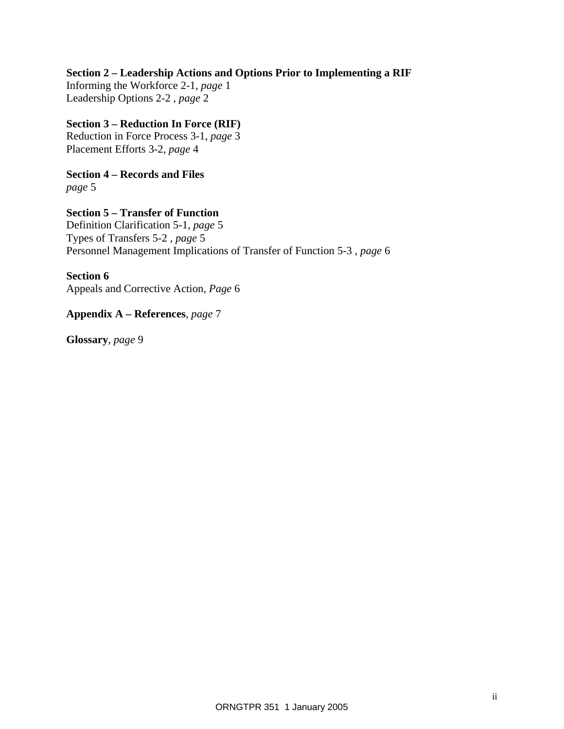**Section 2 – Leadership Actions and Options Prior to Implementing a RIF**
Informing the Workforce 2-1, *page* 1
Leadership Options 2-2 , *page* 2

**Section 3 – Reduction In Force (RIF)**
Reduction in Force Process 3-1, *page* 3
Placement Efforts 3-2, *page* 4

**Section 4 – Records and Files**
*page* 5

**Section 5 – Transfer of Function**
Definition Clarification 5-1, *page* 5
Types of Transfers 5-2 , *page* 5
Personnel Management Implications of Transfer of Function 5-3 , *page* 6

**Section 6**
Appeals and Corrective Action, *Page* 6

**Appendix A – References**, *page* 7

**Glossary**, *page* 9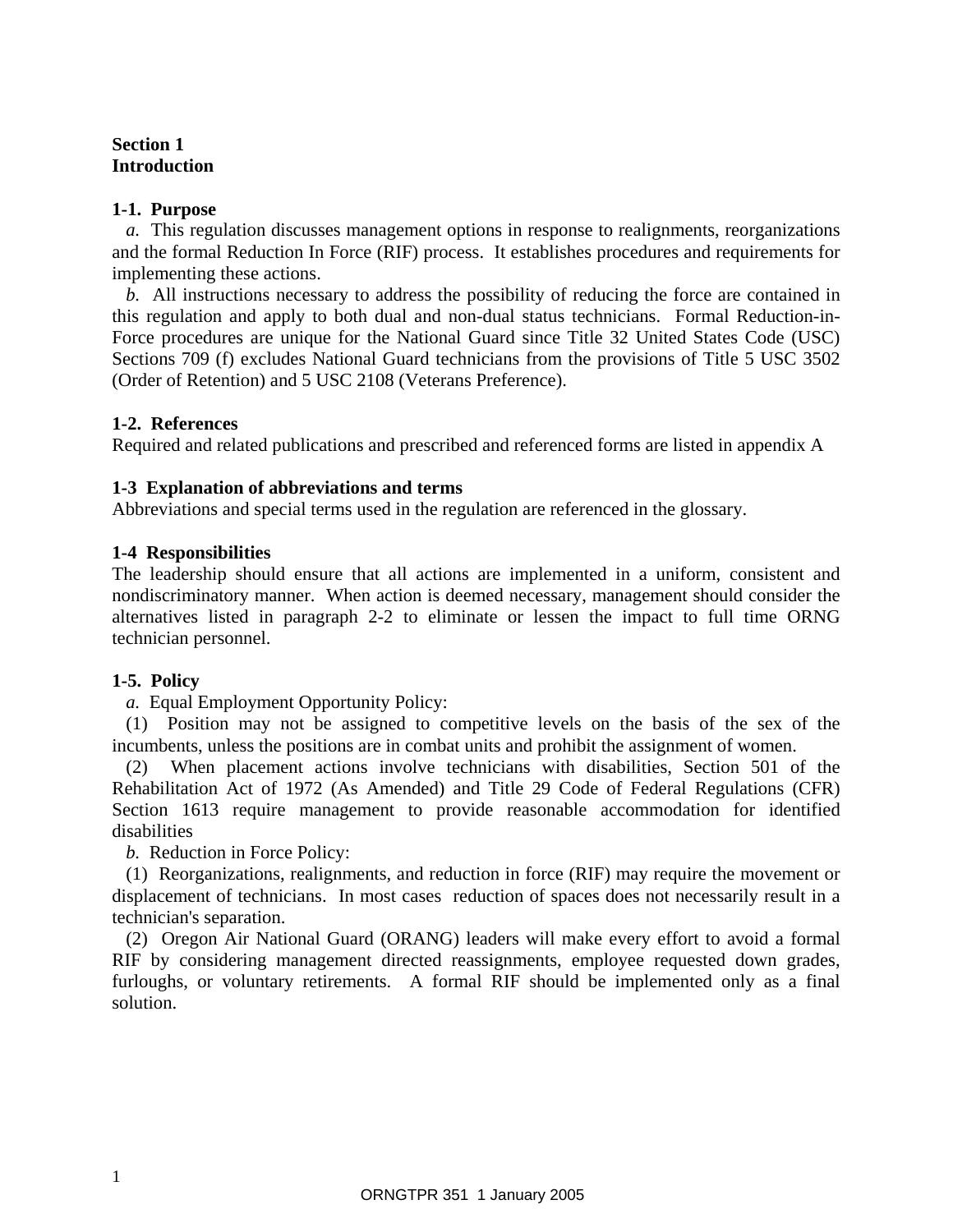**Section 1**
**Introduction**

**1-1. Purpose**

*a.* This regulation discusses management options in response to realignments, reorganizations and the formal Reduction In Force (RIF) process. It establishes procedures and requirements for implementing these actions.

*b.* All instructions necessary to address the possibility of reducing the force are contained in this regulation and apply to both dual and non-dual status technicians. Formal Reduction-in-Force procedures are unique for the National Guard since Title 32 United States Code (USC) Sections 709 (f) excludes National Guard technicians from the provisions of Title 5 USC 3502 (Order of Retention) and 5 USC 2108 (Veterans Preference).

**1-2. References**

Required and related publications and prescribed and referenced forms are listed in appendix A

**1-3 Explanation of abbreviations and terms**

Abbreviations and special terms used in the regulation are referenced in the glossary.

**1-4 Responsibilities**

The leadership should ensure that all actions are implemented in a uniform, consistent and nondiscriminatory manner. When action is deemed necessary, management should consider the alternatives listed in paragraph 2-2 to eliminate or lessen the impact to full time ORNG technician personnel.

**1-5. Policy**

*a.* Equal Employment Opportunity Policy:

(1) Position may not be assigned to competitive levels on the basis of the sex of the incumbents, unless the positions are in combat units and prohibit the assignment of women.

(2) When placement actions involve technicians with disabilities, Section 501 of the Rehabilitation Act of 1972 (As Amended) and Title 29 Code of Federal Regulations (CFR) Section 1613 require management to provide reasonable accommodation for identified disabilities

*b.* Reduction in Force Policy:

(1) Reorganizations, realignments, and reduction in force (RIF) may require the movement or displacement of technicians. In most cases reduction of spaces does not necessarily result in a technician's separation.

(2) Oregon Air National Guard (ORANG) leaders will make every effort to avoid a formal RIF by considering management directed reassignments, employee requested down grades, furloughs, or voluntary retirements. A formal RIF should be implemented only as a final solution.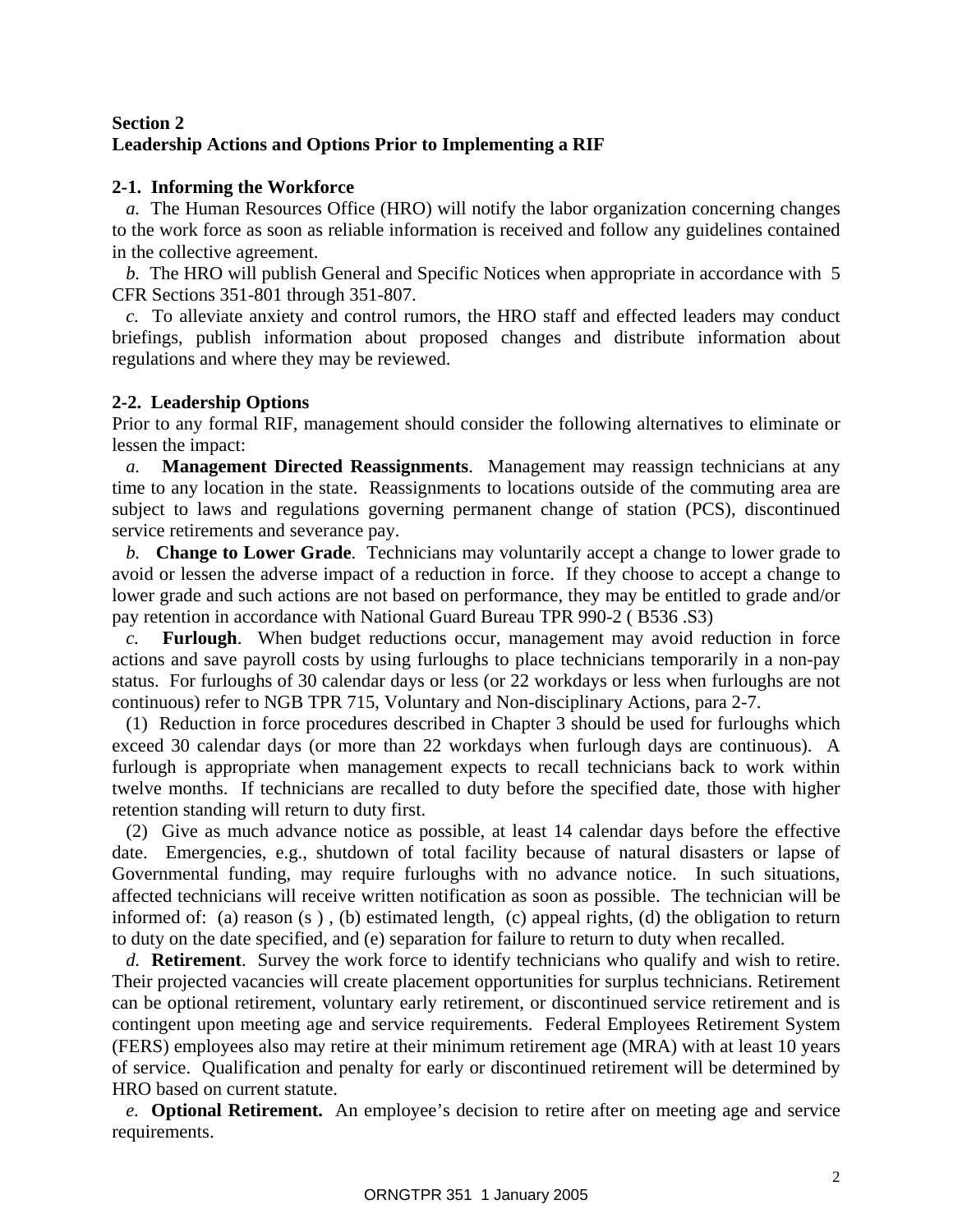## Section 2
## Leadership Actions and Options Prior to Implementing a RIF

### 2-1. Informing the Workforce

*a.* The Human Resources Office (HRO) will notify the labor organization concerning changes to the work force as soon as reliable information is received and follow any guidelines contained in the collective agreement.

*b.* The HRO will publish General and Specific Notices when appropriate in accordance with 5 CFR Sections 351-801 through 351-807.

*c.* To alleviate anxiety and control rumors, the HRO staff and effected leaders may conduct briefings, publish information about proposed changes and distribute information about regulations and where they may be reviewed.

### 2-2. Leadership Options

Prior to any formal RIF, management should consider the following alternatives to eliminate or lessen the impact:

*a.* **Management Directed Reassignments**. Management may reassign technicians at any time to any location in the state. Reassignments to locations outside of the commuting area are subject to laws and regulations governing permanent change of station (PCS), discontinued service retirements and severance pay.

*b.* **Change to Lower Grade**. Technicians may voluntarily accept a change to lower grade to avoid or lessen the adverse impact of a reduction in force. If they choose to accept a change to lower grade and such actions are not based on performance, they may be entitled to grade and/or pay retention in accordance with National Guard Bureau TPR 990-2 ( B536 .S3)

*c.* **Furlough**. When budget reductions occur, management may avoid reduction in force actions and save payroll costs by using furloughs to place technicians temporarily in a non-pay status. For furloughs of 30 calendar days or less (or 22 workdays or less when furloughs are not continuous) refer to NGB TPR 715, Voluntary and Non-disciplinary Actions, para 2-7.

(1) Reduction in force procedures described in Chapter 3 should be used for furloughs which exceed 30 calendar days (or more than 22 workdays when furlough days are continuous). A furlough is appropriate when management expects to recall technicians back to work within twelve months. If technicians are recalled to duty before the specified date, those with higher retention standing will return to duty first.

(2) Give as much advance notice as possible, at least 14 calendar days before the effective date. Emergencies, e.g., shutdown of total facility because of natural disasters or lapse of Governmental funding, may require furloughs with no advance notice. In such situations, affected technicians will receive written notification as soon as possible. The technician will be informed of: (a) reason (s ) , (b) estimated length, (c) appeal rights, (d) the obligation to return to duty on the date specified, and (e) separation for failure to return to duty when recalled.

*d.* **Retirement**. Survey the work force to identify technicians who qualify and wish to retire. Their projected vacancies will create placement opportunities for surplus technicians. Retirement can be optional retirement, voluntary early retirement, or discontinued service retirement and is contingent upon meeting age and service requirements. Federal Employees Retirement System (FERS) employees also may retire at their minimum retirement age (MRA) with at least 10 years of service. Qualification and penalty for early or discontinued retirement will be determined by HRO based on current statute.

*e.* **Optional Retirement.** An employee's decision to retire after on meeting age and service requirements.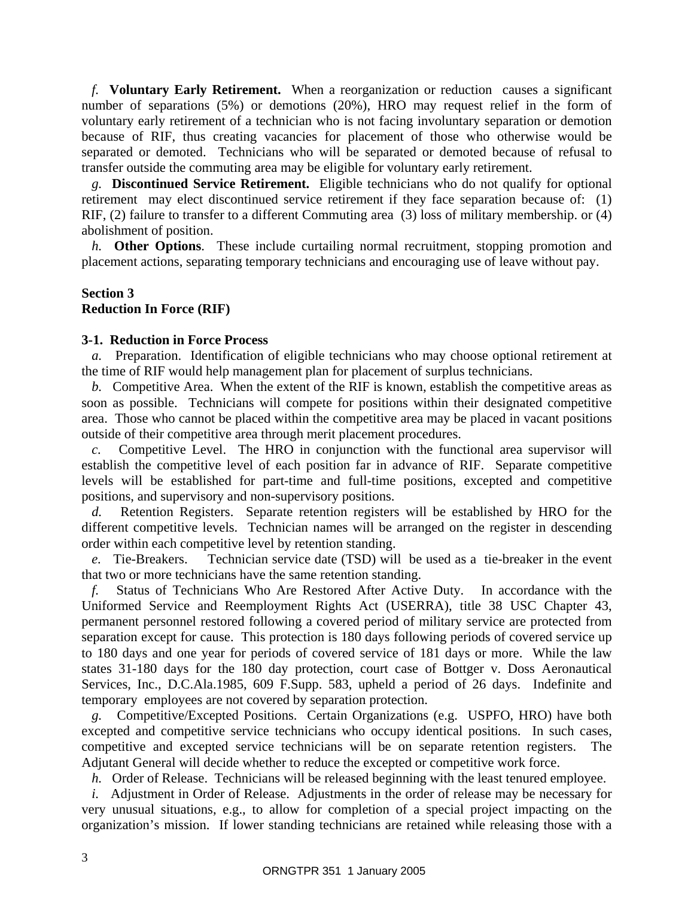*f.* **Voluntary Early Retirement.** When a reorganization or reduction causes a significant number of separations (5%) or demotions (20%), HRO may request relief in the form of voluntary early retirement of a technician who is not facing involuntary separation or demotion because of RIF, thus creating vacancies for placement of those who otherwise would be separated or demoted. Technicians who will be separated or demoted because of refusal to transfer outside the commuting area may be eligible for voluntary early retirement.

*g.* **Discontinued Service Retirement.** Eligible technicians who do not qualify for optional retirement may elect discontinued service retirement if they face separation because of: (1) RIF, (2) failure to transfer to a different Commuting area (3) loss of military membership. or (4) abolishment of position.

*h.* **Other Options**. These include curtailing normal recruitment, stopping promotion and placement actions, separating temporary technicians and encouraging use of leave without pay.

## Section 3
## Reduction In Force (RIF)

### 3-1. Reduction in Force Process

*a.* Preparation. Identification of eligible technicians who may choose optional retirement at the time of RIF would help management plan for placement of surplus technicians.

*b.* Competitive Area. When the extent of the RIF is known, establish the competitive areas as soon as possible. Technicians will compete for positions within their designated competitive area. Those who cannot be placed within the competitive area may be placed in vacant positions outside of their competitive area through merit placement procedures.

*c.* Competitive Level. The HRO in conjunction with the functional area supervisor will establish the competitive level of each position far in advance of RIF. Separate competitive levels will be established for part-time and full-time positions, excepted and competitive positions, and supervisory and non-supervisory positions.

*d.* Retention Registers. Separate retention registers will be established by HRO for the different competitive levels. Technician names will be arranged on the register in descending order within each competitive level by retention standing.

*e.* Tie-Breakers. Technician service date (TSD) will be used as a tie-breaker in the event that two or more technicians have the same retention standing.

*f.* Status of Technicians Who Are Restored After Active Duty. In accordance with the Uniformed Service and Reemployment Rights Act (USERRA), title 38 USC Chapter 43, permanent personnel restored following a covered period of military service are protected from separation except for cause. This protection is 180 days following periods of covered service up to 180 days and one year for periods of covered service of 181 days or more. While the law states 31-180 days for the 180 day protection, court case of Bottger v. Doss Aeronautical Services, Inc., D.C.Ala.1985, 609 F.Supp. 583, upheld a period of 26 days. Indefinite and temporary employees are not covered by separation protection.

*g.* Competitive/Excepted Positions. Certain Organizations (e.g. USPFO, HRO) have both excepted and competitive service technicians who occupy identical positions. In such cases, competitive and excepted service technicians will be on separate retention registers. The Adjutant General will decide whether to reduce the excepted or competitive work force.

*h.* Order of Release. Technicians will be released beginning with the least tenured employee.

*i.* Adjustment in Order of Release. Adjustments in the order of release may be necessary for very unusual situations, e.g., to allow for completion of a special project impacting on the organization's mission. If lower standing technicians are retained while releasing those with a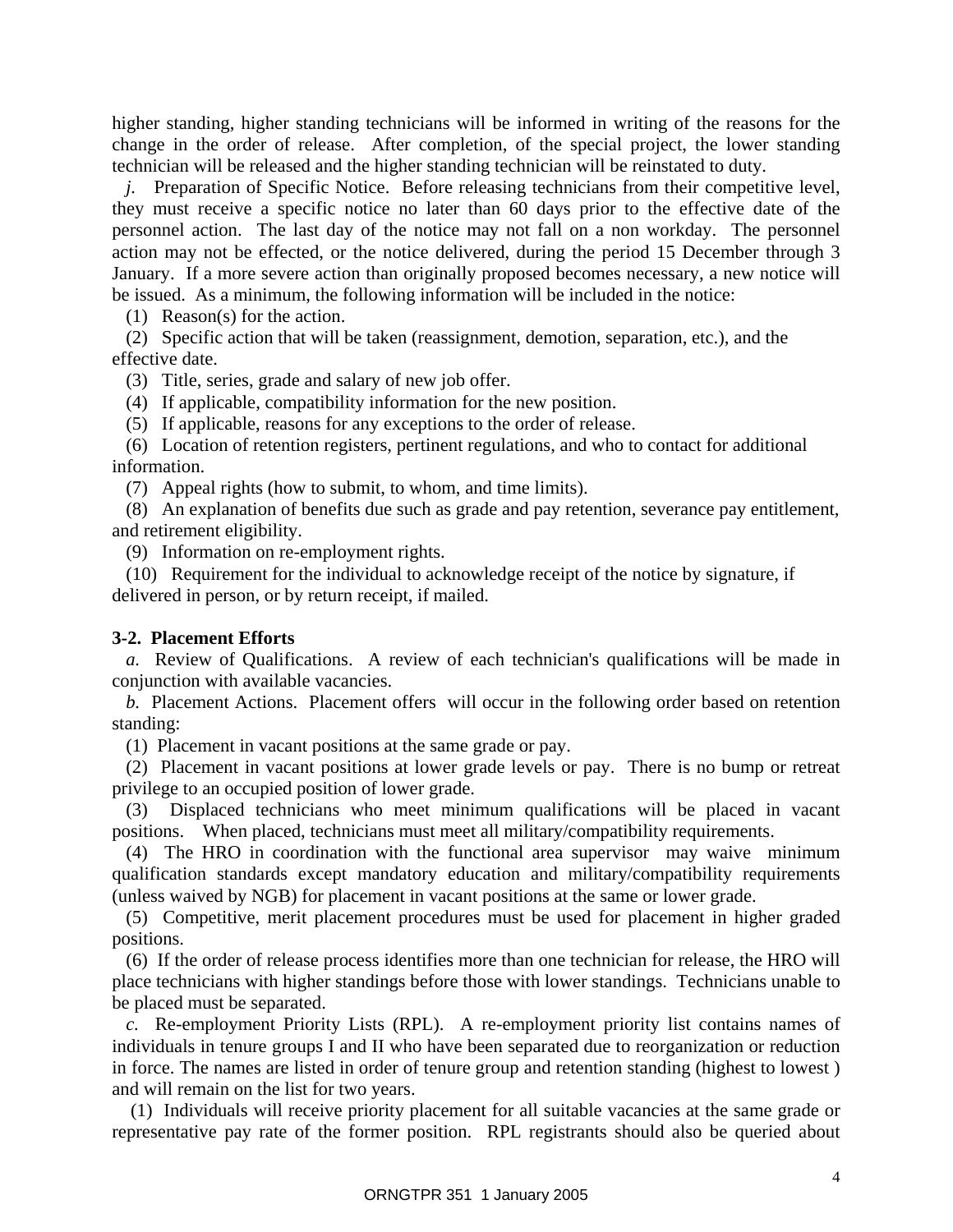higher standing, higher standing technicians will be informed in writing of the reasons for the change in the order of release. After completion, of the special project, the lower standing technician will be released and the higher standing technician will be reinstated to duty.

*j*. Preparation of Specific Notice. Before releasing technicians from their competitive level, they must receive a specific notice no later than 60 days prior to the effective date of the personnel action. The last day of the notice may not fall on a non workday. The personnel action may not be effected, or the notice delivered, during the period 15 December through 3 January. If a more severe action than originally proposed becomes necessary, a new notice will be issued. As a minimum, the following information will be included in the notice:

(1) Reason(s) for the action.

(2) Specific action that will be taken (reassignment, demotion, separation, etc.), and the effective date.

(3) Title, series, grade and salary of new job offer.

(4) If applicable, compatibility information for the new position.

(5) If applicable, reasons for any exceptions to the order of release.

(6) Location of retention registers, pertinent regulations, and who to contact for additional information.

(7) Appeal rights (how to submit, to whom, and time limits).

(8) An explanation of benefits due such as grade and pay retention, severance pay entitlement, and retirement eligibility.

(9) Information on re-employment rights.

(10) Requirement for the individual to acknowledge receipt of the notice by signature, if delivered in person, or by return receipt, if mailed.

**3-2. Placement Efforts**

*a*. Review of Qualifications. A review of each technician's qualifications will be made in conjunction with available vacancies.

*b*. Placement Actions. Placement offers will occur in the following order based on retention standing:

(1) Placement in vacant positions at the same grade or pay.

(2) Placement in vacant positions at lower grade levels or pay. There is no bump or retreat privilege to an occupied position of lower grade.

(3) Displaced technicians who meet minimum qualifications will be placed in vacant positions. When placed, technicians must meet all military/compatibility requirements.

(4) The HRO in coordination with the functional area supervisor may waive minimum qualification standards except mandatory education and military/compatibility requirements (unless waived by NGB) for placement in vacant positions at the same or lower grade.

(5) Competitive, merit placement procedures must be used for placement in higher graded positions.

(6) If the order of release process identifies more than one technician for release, the HRO will place technicians with higher standings before those with lower standings. Technicians unable to be placed must be separated.

*c*. Re-employment Priority Lists (RPL). A re-employment priority list contains names of individuals in tenure groups I and II who have been separated due to reorganization or reduction in force. The names are listed in order of tenure group and retention standing (highest to lowest ) and will remain on the list for two years.

(1) Individuals will receive priority placement for all suitable vacancies at the same grade or representative pay rate of the former position. RPL registrants should also be queried about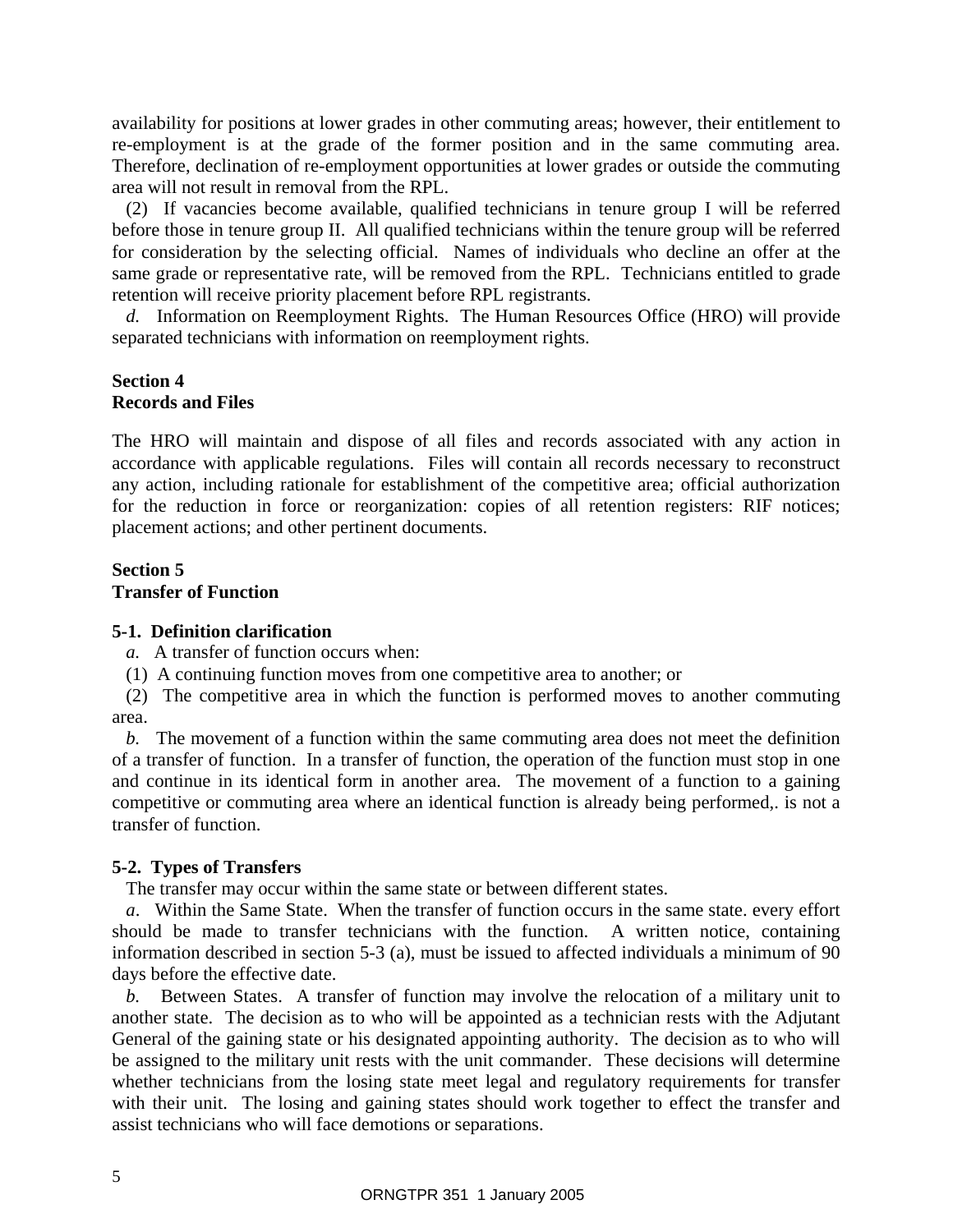availability for positions at lower grades in other commuting areas; however, their entitlement to re-employment is at the grade of the former position and in the same commuting area. Therefore, declination of re-employment opportunities at lower grades or outside the commuting area will not result in removal from the RPL.

(2) If vacancies become available, qualified technicians in tenure group I will be referred before those in tenure group II. All qualified technicians within the tenure group will be referred for consideration by the selecting official. Names of individuals who decline an offer at the same grade or representative rate, will be removed from the RPL. Technicians entitled to grade retention will receive priority placement before RPL registrants.

*d.* Information on Reemployment Rights. The Human Resources Office (HRO) will provide separated technicians with information on reemployment rights.

## Section 4
## Records and Files

The HRO will maintain and dispose of all files and records associated with any action in accordance with applicable regulations. Files will contain all records necessary to reconstruct any action, including rationale for establishment of the competitive area; official authorization for the reduction in force or reorganization: copies of all retention registers: RIF notices; placement actions; and other pertinent documents.

## Section 5
## Transfer of Function

### 5-1. Definition clarification

*a.* A transfer of function occurs when:

(1) A continuing function moves from one competitive area to another; or

(2) The competitive area in which the function is performed moves to another commuting area.

*b.* The movement of a function within the same commuting area does not meet the definition of a transfer of function. In a transfer of function, the operation of the function must stop in one and continue in its identical form in another area. The movement of a function to a gaining competitive or commuting area where an identical function is already being performed,. is not a transfer of function.

### 5-2. Types of Transfers

The transfer may occur within the same state or between different states.

*a*. Within the Same State. When the transfer of function occurs in the same state. every effort should be made to transfer technicians with the function. A written notice, containing information described in section 5-3 (a), must be issued to affected individuals a minimum of 90 days before the effective date.

*b.* Between States. A transfer of function may involve the relocation of a military unit to another state. The decision as to who will be appointed as a technician rests with the Adjutant General of the gaining state or his designated appointing authority. The decision as to who will be assigned to the military unit rests with the unit commander. These decisions will determine whether technicians from the losing state meet legal and regulatory requirements for transfer with their unit. The losing and gaining states should work together to effect the transfer and assist technicians who will face demotions or separations.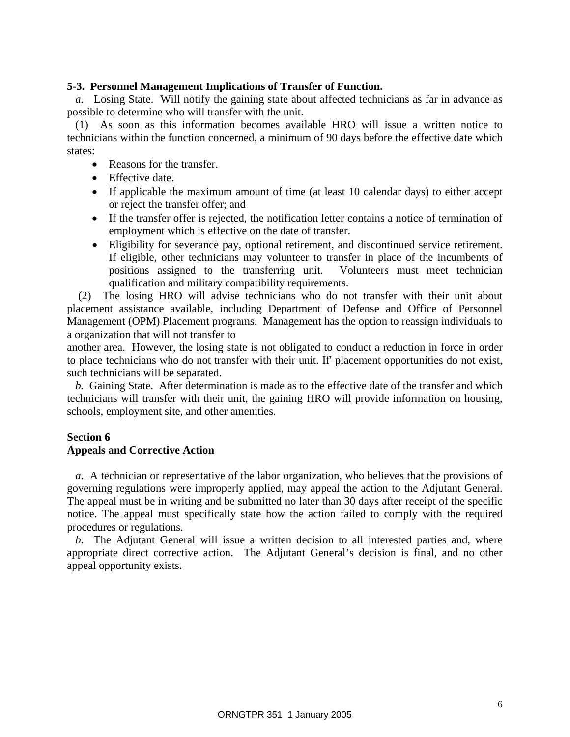**5-3. Personnel Management Implications of Transfer of Function.**

*a*. Losing State. Will notify the gaining state about affected technicians as far in advance as possible to determine who will transfer with the unit.

(1) As soon as this information becomes available HRO will issue a written notice to technicians within the function concerned, a minimum of 90 days before the effective date which states:

- Reasons for the transfer.
- Effective date.
- If applicable the maximum amount of time (at least 10 calendar days) to either accept or reject the transfer offer; and
- If the transfer offer is rejected, the notification letter contains a notice of termination of employment which is effective on the date of transfer.
- Eligibility for severance pay, optional retirement, and discontinued service retirement. If eligible, other technicians may volunteer to transfer in place of the incumbents of positions assigned to the transferring unit. Volunteers must meet technician qualification and military compatibility requirements.

(2) The losing HRO will advise technicians who do not transfer with their unit about placement assistance available, including Department of Defense and Office of Personnel Management (OPM) Placement programs. Management has the option to reassign individuals to a organization that will not transfer to another area. However, the losing state is not obligated to conduct a reduction in force in order to place technicians who do not transfer with their unit. If' placement opportunities do not exist, such technicians will be separated.

*b*. Gaining State. After determination is made as to the effective date of the transfer and which technicians will transfer with their unit, the gaining HRO will provide information on housing, schools, employment site, and other amenities.

**Section 6**
**Appeals and Corrective Action**

*a*. A technician or representative of the labor organization, who believes that the provisions of governing regulations were improperly applied, may appeal the action to the Adjutant General. The appeal must be in writing and be submitted no later than 30 days after receipt of the specific notice. The appeal must specifically state how the action failed to comply with the required procedures or regulations.

*b*. The Adjutant General will issue a written decision to all interested parties and, where appropriate direct corrective action. The Adjutant General's decision is final, and no other appeal opportunity exists.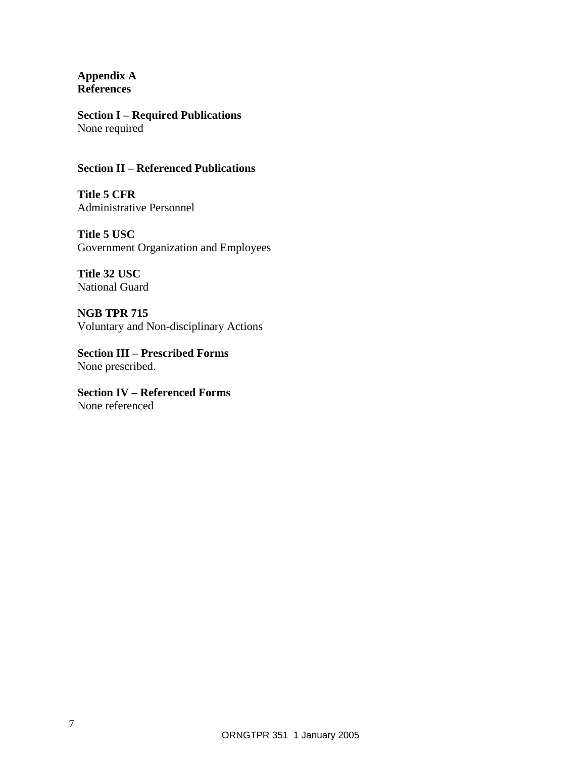# Appendix A
# References

## Section I – Required Publications

None required

## Section II – Referenced Publications

**Title 5 CFR**
Administrative Personnel

**Title 5 USC**
Government Organization and Employees

**Title 32 USC**
National Guard

**NGB TPR 715**
Voluntary and Non-disciplinary Actions

## Section III – Prescribed Forms

None prescribed.

## Section IV – Referenced Forms

None referenced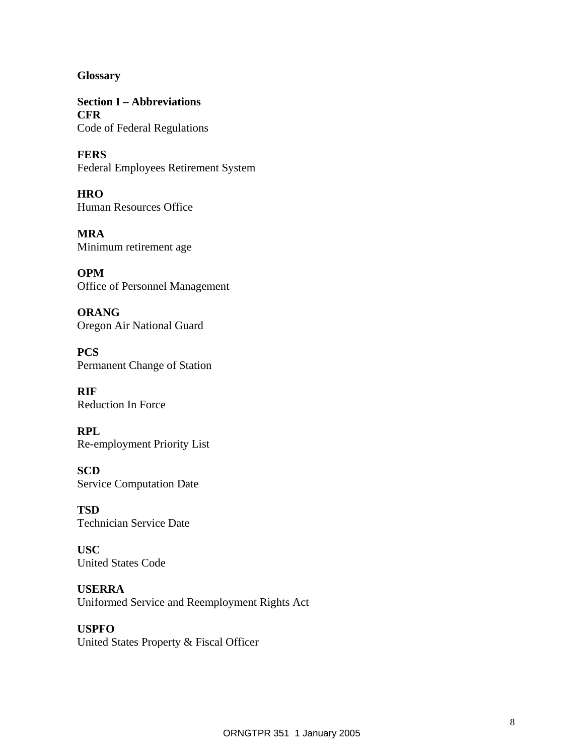# Glossary

## Section I – Abbreviations

**CFR**
Code of Federal Regulations

**FERS**
Federal Employees Retirement System

**HRO**
Human Resources Office

**MRA**
Minimum retirement age

**OPM**
Office of Personnel Management

**ORANG**
Oregon Air National Guard

**PCS**
Permanent Change of Station

**RIF**
Reduction In Force

**RPL**
Re-employment Priority List

**SCD**
Service Computation Date

**TSD**
Technician Service Date

**USC**
United States Code

**USERRA**
Uniformed Service and Reemployment Rights Act

**USPFO**
United States Property & Fiscal Officer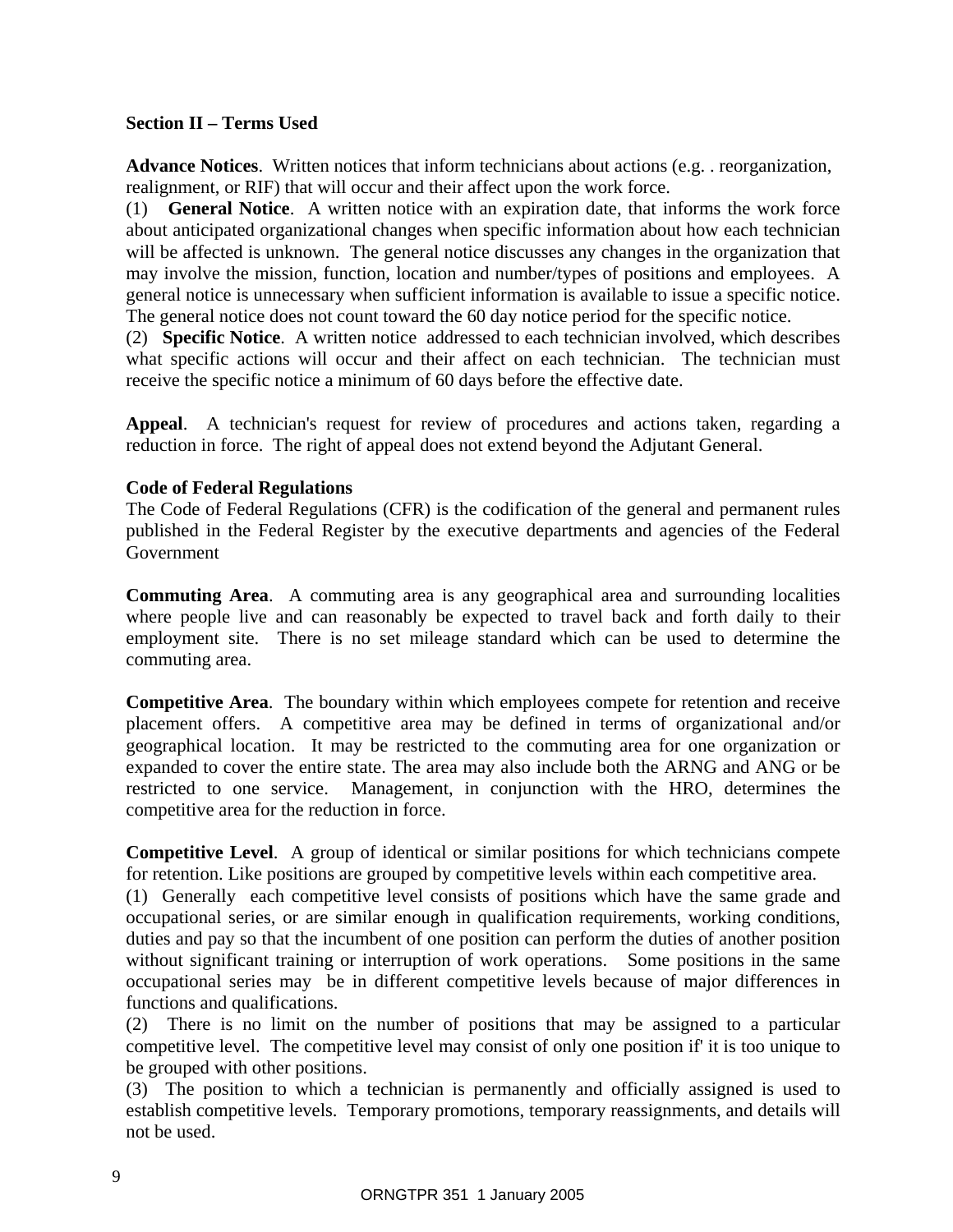**Section II – Terms Used**

**Advance Notices**. Written notices that inform technicians about actions (e.g. . reorganization, realignment, or RIF) that will occur and their affect upon the work force.

(1) **General Notice**. A written notice with an expiration date, that informs the work force about anticipated organizational changes when specific information about how each technician will be affected is unknown. The general notice discusses any changes in the organization that may involve the mission, function, location and number/types of positions and employees. A general notice is unnecessary when sufficient information is available to issue a specific notice. The general notice does not count toward the 60 day notice period for the specific notice.

(2) **Specific Notice**. A written notice addressed to each technician involved, which describes what specific actions will occur and their affect on each technician. The technician must receive the specific notice a minimum of 60 days before the effective date.

**Appeal**. A technician's request for review of procedures and actions taken, regarding a reduction in force. The right of appeal does not extend beyond the Adjutant General.

**Code of Federal Regulations**

The Code of Federal Regulations (CFR) is the codification of the general and permanent rules published in the Federal Register by the executive departments and agencies of the Federal Government

**Commuting Area**. A commuting area is any geographical area and surrounding localities where people live and can reasonably be expected to travel back and forth daily to their employment site. There is no set mileage standard which can be used to determine the commuting area.

**Competitive Area**. The boundary within which employees compete for retention and receive placement offers. A competitive area may be defined in terms of organizational and/or geographical location. It may be restricted to the commuting area for one organization or expanded to cover the entire state. The area may also include both the ARNG and ANG or be restricted to one service. Management, in conjunction with the HRO, determines the competitive area for the reduction in force.

**Competitive Level**. A group of identical or similar positions for which technicians compete for retention. Like positions are grouped by competitive levels within each competitive area.

(1) Generally each competitive level consists of positions which have the same grade and occupational series, or are similar enough in qualification requirements, working conditions, duties and pay so that the incumbent of one position can perform the duties of another position without significant training or interruption of work operations. Some positions in the same occupational series may be in different competitive levels because of major differences in functions and qualifications.

(2) There is no limit on the number of positions that may be assigned to a particular competitive level. The competitive level may consist of only one position if' it is too unique to be grouped with other positions.

(3) The position to which a technician is permanently and officially assigned is used to establish competitive levels. Temporary promotions, temporary reassignments, and details will not be used.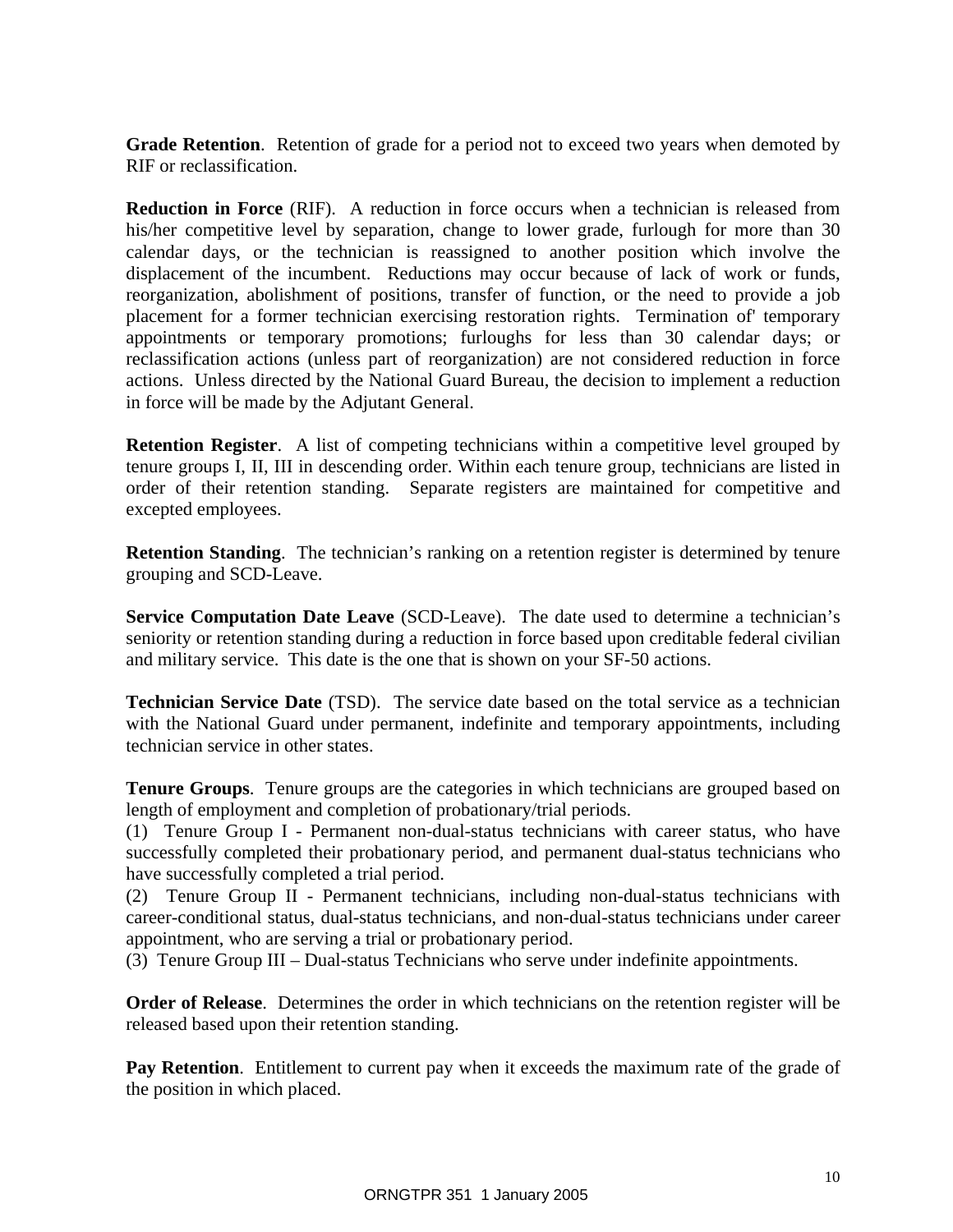**Grade Retention**. Retention of grade for a period not to exceed two years when demoted by RIF or reclassification.

**Reduction in Force** (RIF). A reduction in force occurs when a technician is released from his/her competitive level by separation, change to lower grade, furlough for more than 30 calendar days, or the technician is reassigned to another position which involve the displacement of the incumbent. Reductions may occur because of lack of work or funds, reorganization, abolishment of positions, transfer of function, or the need to provide a job placement for a former technician exercising restoration rights. Termination of' temporary appointments or temporary promotions; furloughs for less than 30 calendar days; or reclassification actions (unless part of reorganization) are not considered reduction in force actions. Unless directed by the National Guard Bureau, the decision to implement a reduction in force will be made by the Adjutant General.

**Retention Register**. A list of competing technicians within a competitive level grouped by tenure groups I, II, III in descending order. Within each tenure group, technicians are listed in order of their retention standing. Separate registers are maintained for competitive and excepted employees.

**Retention Standing**. The technician's ranking on a retention register is determined by tenure grouping and SCD-Leave.

**Service Computation Date Leave** (SCD-Leave). The date used to determine a technician's seniority or retention standing during a reduction in force based upon creditable federal civilian and military service. This date is the one that is shown on your SF-50 actions.

**Technician Service Date** (TSD). The service date based on the total service as a technician with the National Guard under permanent, indefinite and temporary appointments, including technician service in other states.

**Tenure Groups**. Tenure groups are the categories in which technicians are grouped based on length of employment and completion of probationary/trial periods.

(1) Tenure Group I - Permanent non-dual-status technicians with career status, who have successfully completed their probationary period, and permanent dual-status technicians who have successfully completed a trial period.

(2) Tenure Group II - Permanent technicians, including non-dual-status technicians with career-conditional status, dual-status technicians, and non-dual-status technicians under career appointment, who are serving a trial or probationary period.

(3) Tenure Group III – Dual-status Technicians who serve under indefinite appointments.

**Order of Release**. Determines the order in which technicians on the retention register will be released based upon their retention standing.

**Pay Retention**. Entitlement to current pay when it exceeds the maximum rate of the grade of the position in which placed.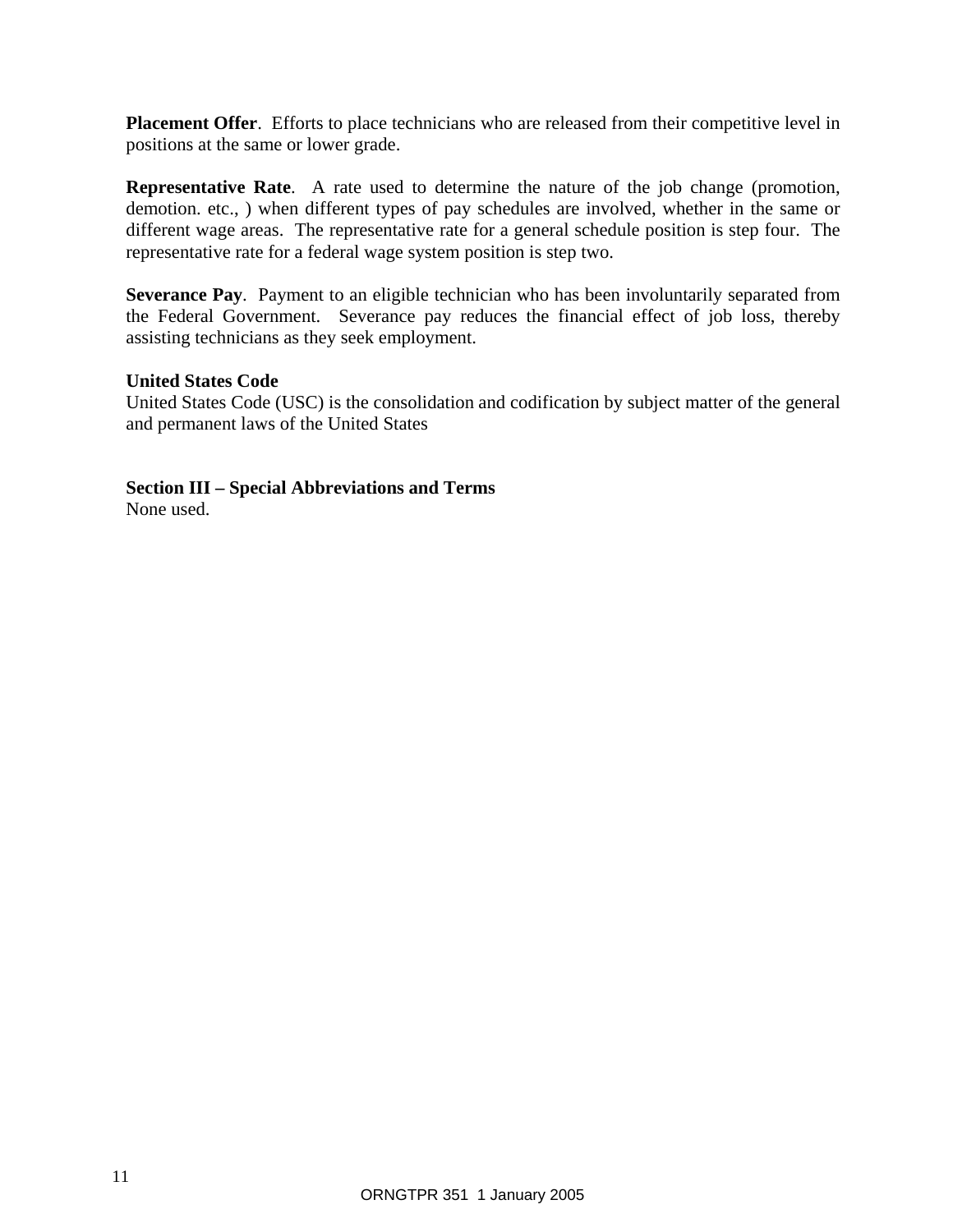**Placement Offer**. Efforts to place technicians who are released from their competitive level in positions at the same or lower grade.

**Representative Rate**. A rate used to determine the nature of the job change (promotion, demotion. etc., ) when different types of pay schedules are involved, whether in the same or different wage areas. The representative rate for a general schedule position is step four. The representative rate for a federal wage system position is step two.

**Severance Pay**. Payment to an eligible technician who has been involuntarily separated from the Federal Government. Severance pay reduces the financial effect of job loss, thereby assisting technicians as they seek employment.

**United States Code**
United States Code (USC) is the consolidation and codification by subject matter of the general and permanent laws of the United States

**Section III – Special Abbreviations and Terms**
None used.